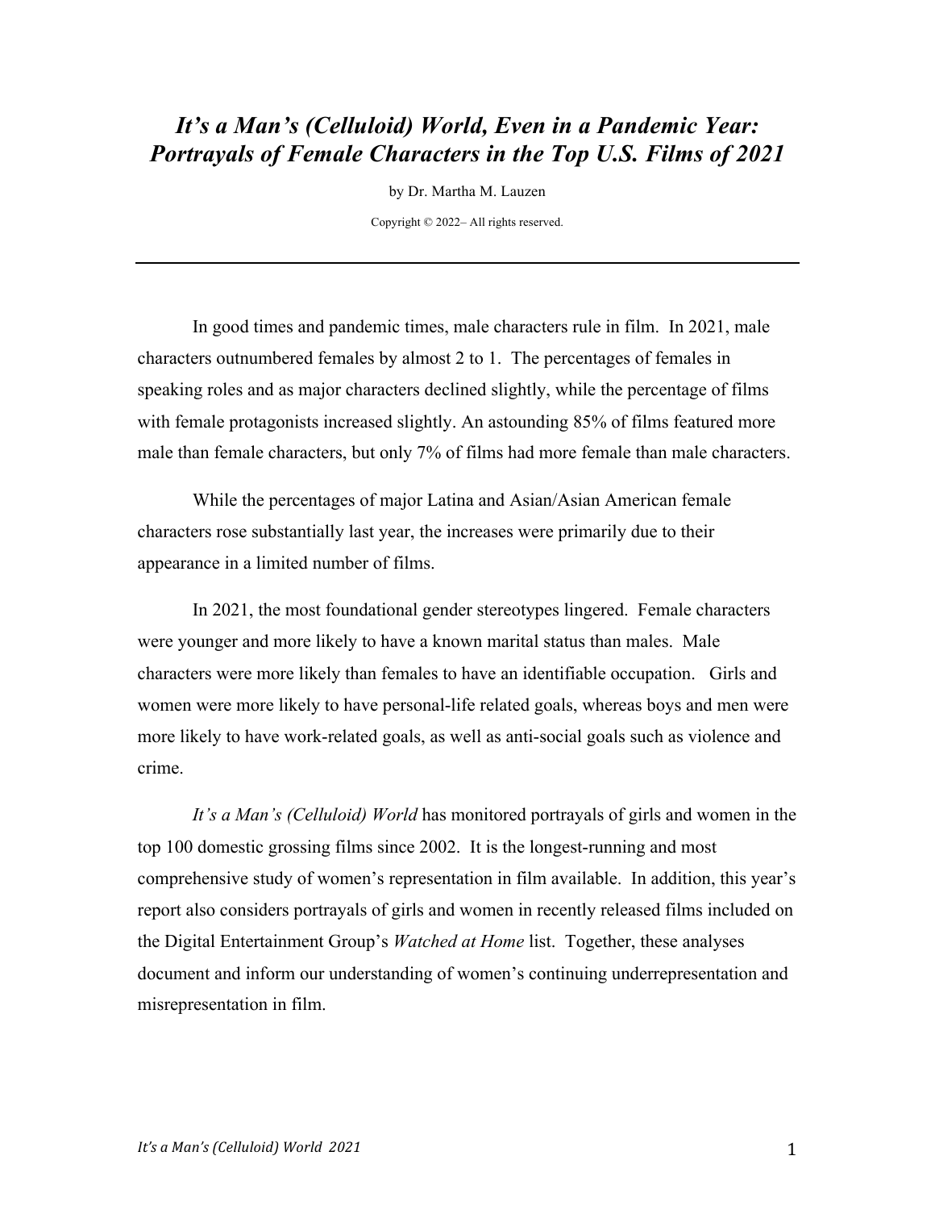# *It's a Man's (Celluloid) World, Even in a Pandemic Year: Portrayals of Female Characters in the Top U.S. Films of 2021*

by Dr. Martha M. Lauzen

Copyright © 2022– All rights reserved.

---

In good times and pandemic times, male characters rule in film. In 2021, male characters outnumbered females by almost 2 to 1. The percentages of females in speaking roles and as major characters declined slightly, while the percentage of films with female protagonists increased slightly. An astounding 85% of films featured more male than female characters, but only 7% of films had more female than male characters.

While the percentages of major Latina and Asian/Asian American female characters rose substantially last year, the increases were primarily due to their appearance in a limited number of films.

In 2021, the most foundational gender stereotypes lingered. Female characters were younger and more likely to have a known marital status than males. Male characters were more likely than females to have an identifiable occupation. Girls and women were more likely to have personal-life related goals, whereas boys and men were more likely to have work-related goals, as well as anti-social goals such as violence and crime.

*It's a Man's (Celluloid) World* has monitored portrayals of girls and women in the top 100 domestic grossing films since 2002. It is the longest-running and most comprehensive study of women's representation in film available. In addition, this year's report also considers portrayals of girls and women in recently released films included on the Digital Entertainment Group's *Watched at Home* list. Together, these analyses document and inform our understanding of women's continuing underrepresentation and misrepresentation in film.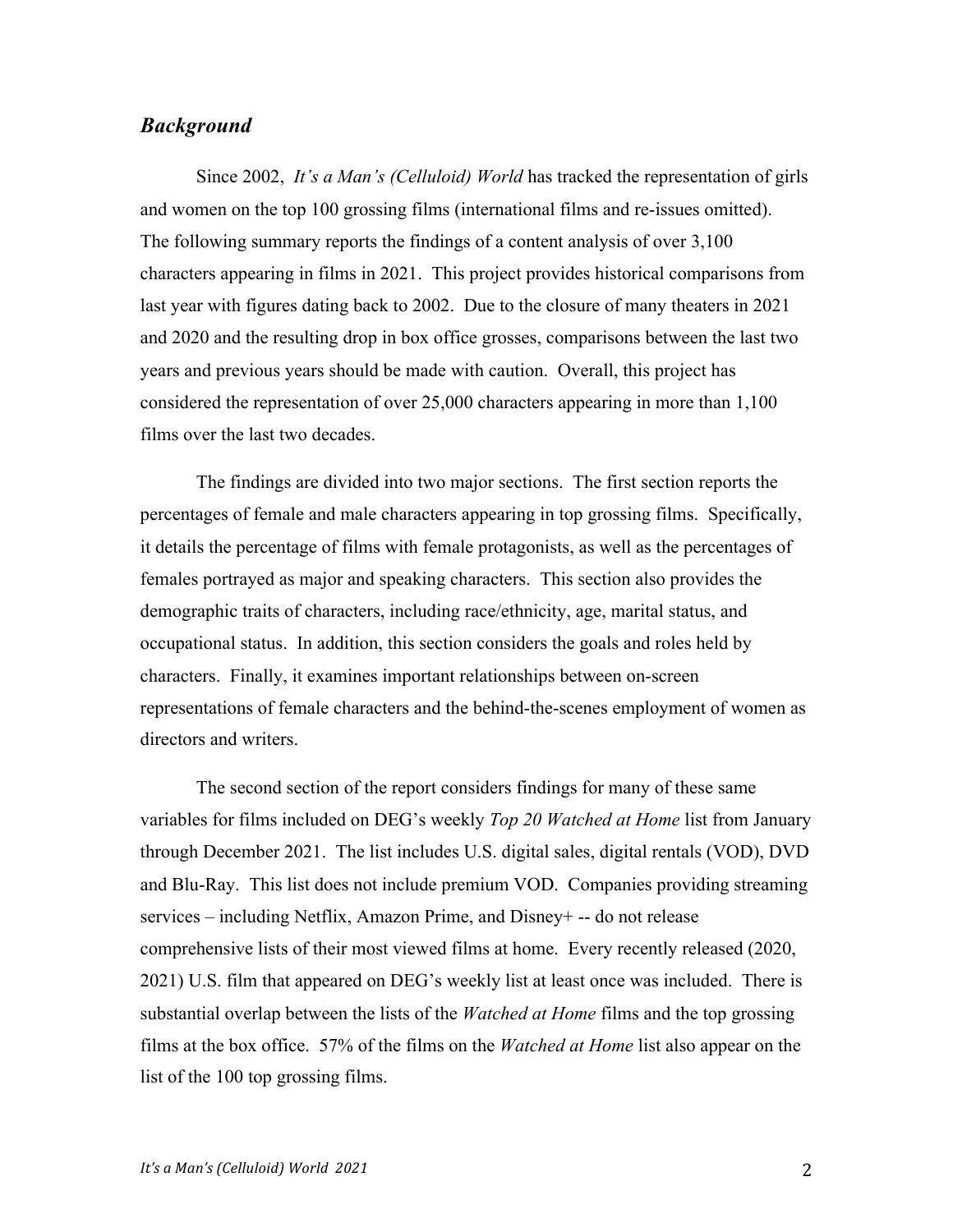## *Background*

Since 2002, *It's a Man's (Celluloid) World* has tracked the representation of girls and women on the top 100 grossing films (international films and re-issues omitted). The following summary reports the findings of a content analysis of over 3,100 characters appearing in films in 2021. This project provides historical comparisons from last year with figures dating back to 2002. Due to the closure of many theaters in 2021 and 2020 and the resulting drop in box office grosses, comparisons between the last two years and previous years should be made with caution. Overall, this project has considered the representation of over 25,000 characters appearing in more than 1,100 films over the last two decades.

The findings are divided into two major sections. The first section reports the percentages of female and male characters appearing in top grossing films. Specifically, it details the percentage of films with female protagonists, as well as the percentages of females portrayed as major and speaking characters. This section also provides the demographic traits of characters, including race/ethnicity, age, marital status, and occupational status. In addition, this section considers the goals and roles held by characters. Finally, it examines important relationships between on-screen representations of female characters and the behind-the-scenes employment of women as directors and writers.

The second section of the report considers findings for many of these same variables for films included on DEG's weekly *Top 20 Watched at Home* list from January through December 2021. The list includes U.S. digital sales, digital rentals (VOD), DVD and Blu-Ray. This list does not include premium VOD. Companies providing streaming services – including Netflix, Amazon Prime, and Disney+ -- do not release comprehensive lists of their most viewed films at home. Every recently released (2020, 2021) U.S. film that appeared on DEG's weekly list at least once was included. There is substantial overlap between the lists of the *Watched at Home* films and the top grossing films at the box office. 57% of the films on the *Watched at Home* list also appear on the list of the 100 top grossing films.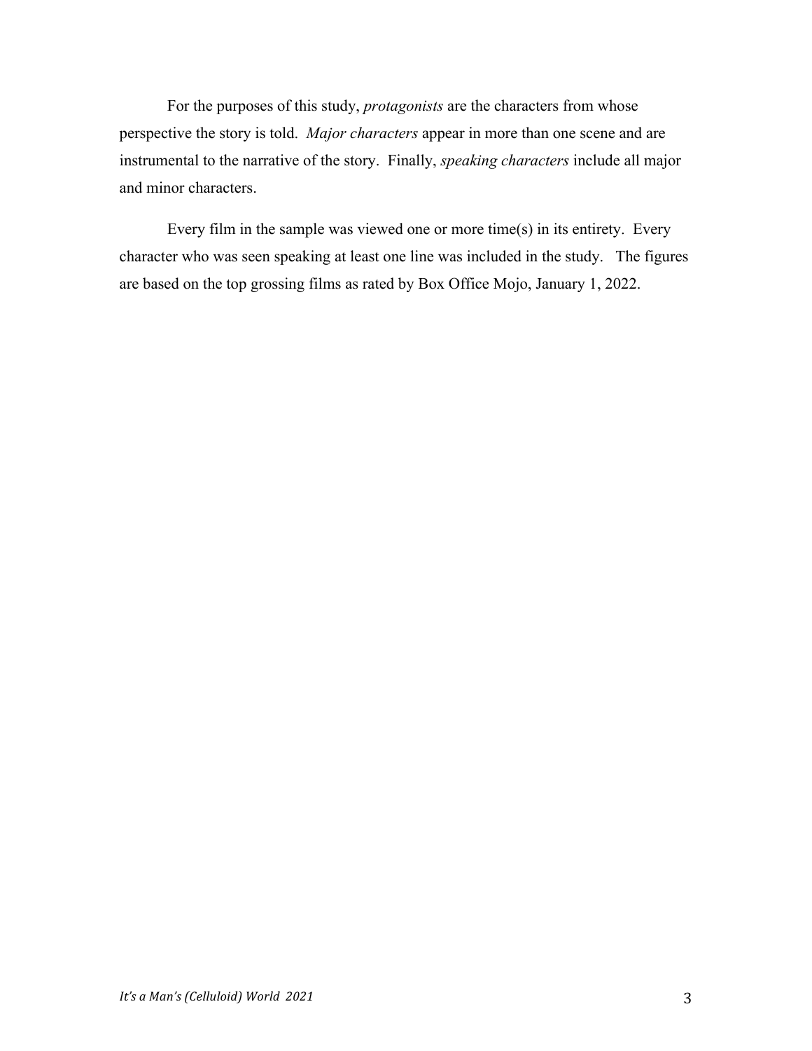For the purposes of this study, *protagonists* are the characters from whose perspective the story is told. *Major characters* appear in more than one scene and are instrumental to the narrative of the story. Finally, *speaking characters* include all major and minor characters.

Every film in the sample was viewed one or more time(s) in its entirety. Every character who was seen speaking at least one line was included in the study. The figures are based on the top grossing films as rated by Box Office Mojo, January 1, 2022.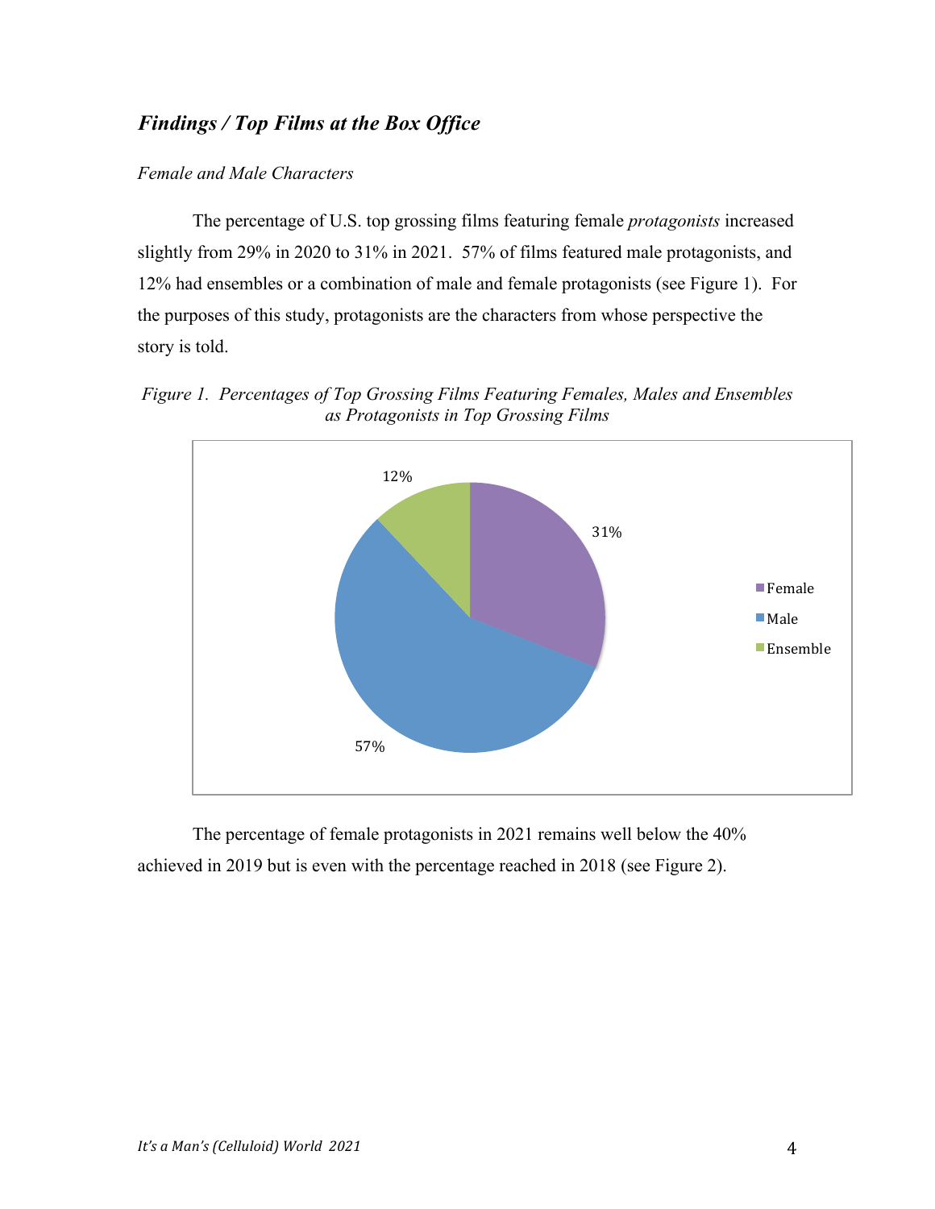## *Findings / Top Films at the Box Office*

*Female and Male Characters*

The percentage of U.S. top grossing films featuring female *protagonists* increased slightly from 29% in 2020 to 31% in 2021. 57% of films featured male protagonists, and 12% had ensembles or a combination of male and female protagonists (see Figure 1). For the purposes of this study, protagonists are the characters from whose perspective the story is told.

*Figure 1. Percentages of Top Grossing Films Featuring Females, Males and Ensembles as Protagonists in Top Grossing Films*

| Protagonist | Percentage |
|---|---|
| Female | 31% |
| Male | 57% |
| Ensemble | 12% |

The percentage of female protagonists in 2021 remains well below the 40% achieved in 2019 but is even with the percentage reached in 2018 (see Figure 2).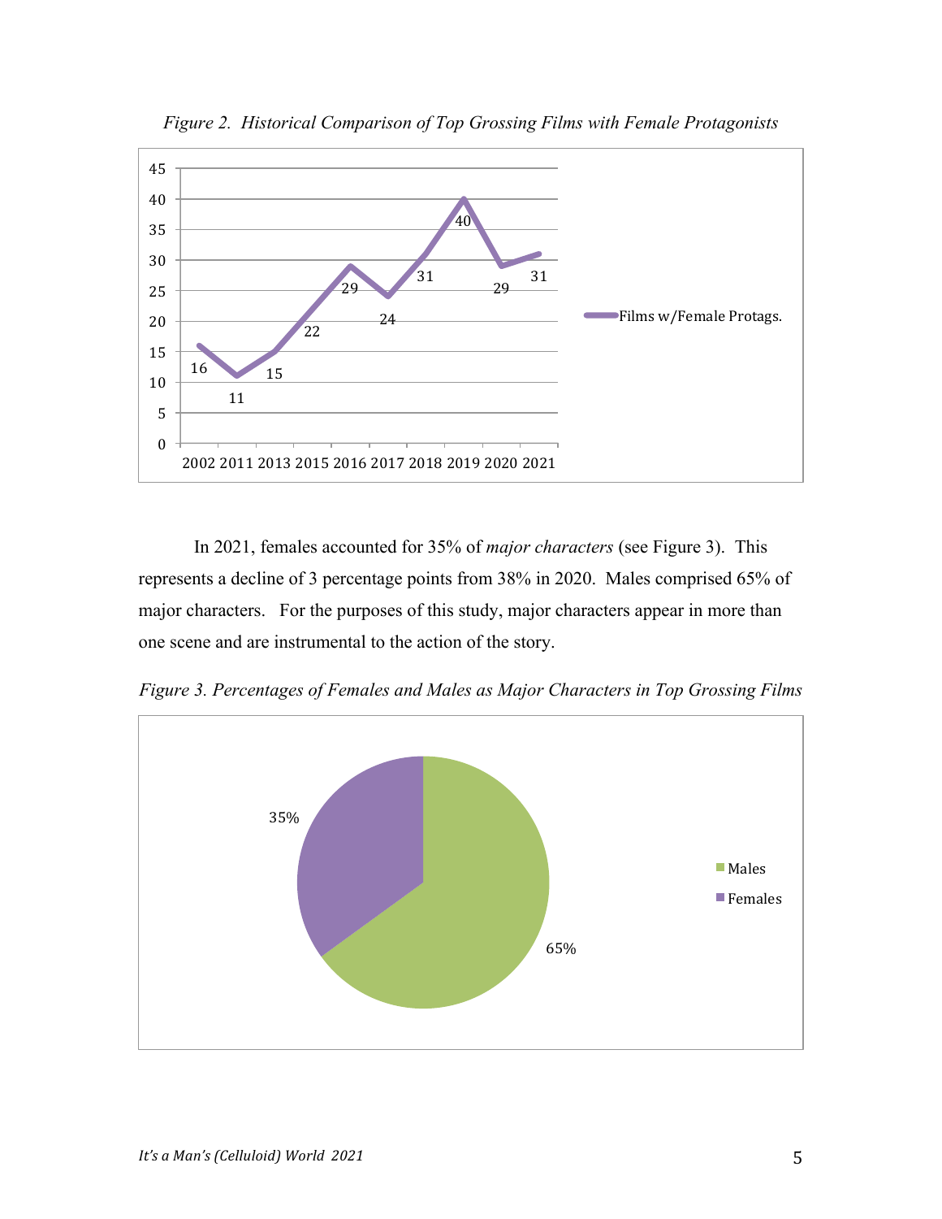*Figure 2. Historical Comparison of Top Grossing Films with Female Protagonists*

| Year | Films w/Female Protags. |
|---|---|
| 2002 | 16 |
| 2011 | 11 |
| 2013 | 15 |
| 2015 | 22 |
| 2016 | 29 |
| 2017 | 24 |
| 2018 | 31 |
| 2019 | 40 |
| 2020 | 29 |
| 2021 | 31 |

In 2021, females accounted for 35% of *major characters* (see Figure 3). This represents a decline of 3 percentage points from 38% in 2020. Males comprised 65% of major characters. For the purposes of this study, major characters appear in more than one scene and are instrumental to the action of the story.

*Figure 3. Percentages of Females and Males as Major Characters in Top Grossing Films*

| | Percentage |
|---|---|
| Males | 65% |
| Females | 35% |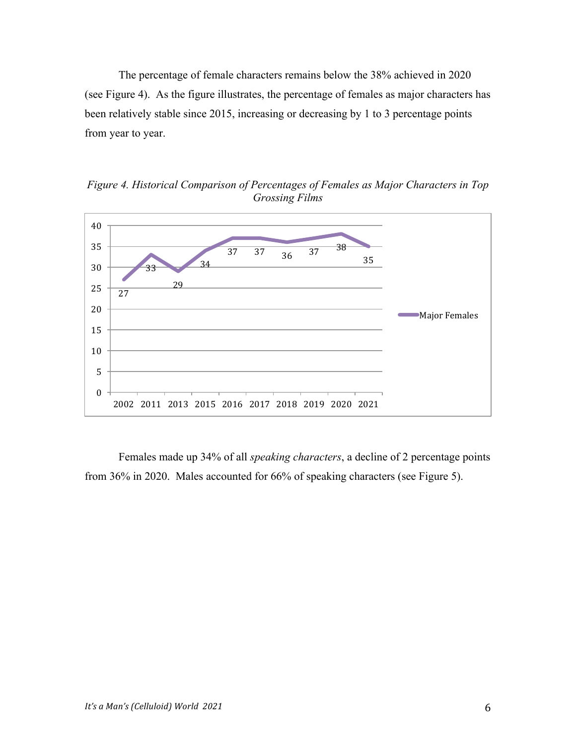The percentage of female characters remains below the 38% achieved in 2020 (see Figure 4). As the figure illustrates, the percentage of females as major characters has been relatively stable since 2015, increasing or decreasing by 1 to 3 percentage points from year to year.

*Figure 4. Historical Comparison of Percentages of Females as Major Characters in Top Grossing Films*

| Year | Major Females |
|---|---|
| 2002 | 27 |
| 2011 | 33 |
| 2013 | 29 |
| 2015 | 34 |
| 2016 | 37 |
| 2017 | 37 |
| 2018 | 36 |
| 2019 | 37 |
| 2020 | 38 |
| 2021 | 35 |

Females made up 34% of all *speaking characters*, a decline of 2 percentage points from 36% in 2020. Males accounted for 66% of speaking characters (see Figure 5).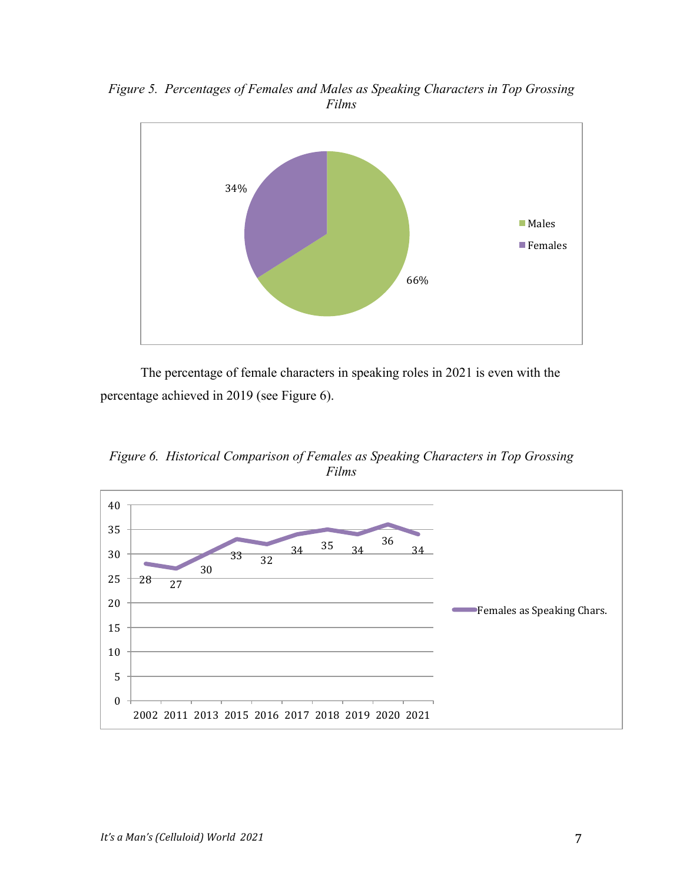*Figure 5. Percentages of Females and Males as Speaking Characters in Top Grossing Films*

| | Percentage |
|---|---|
| Males | 66% |
| Females | 34% |

The percentage of female characters in speaking roles in 2021 is even with the percentage achieved in 2019 (see Figure 6).

*Figure 6. Historical Comparison of Females as Speaking Characters in Top Grossing Films*

| Year | Females as Speaking Chars. |
|---|---|
| 2002 | 28 |
| 2011 | 27 |
| 2013 | 30 |
| 2015 | 33 |
| 2016 | 32 |
| 2017 | 34 |
| 2018 | 35 |
| 2019 | 34 |
| 2020 | 36 |
| 2021 | 34 |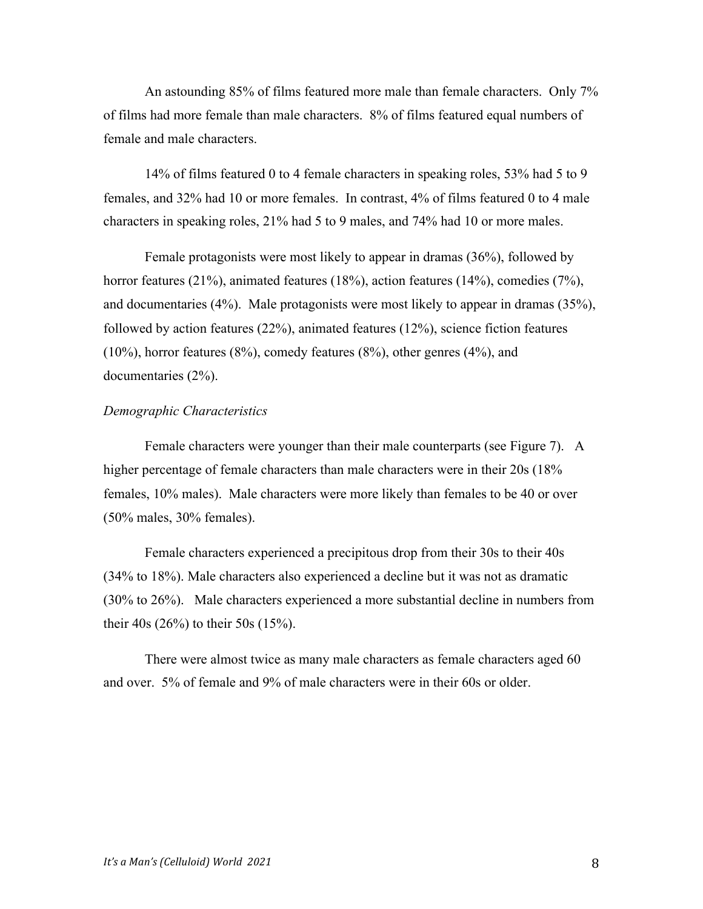An astounding 85% of films featured more male than female characters. Only 7% of films had more female than male characters. 8% of films featured equal numbers of female and male characters.

14% of films featured 0 to 4 female characters in speaking roles, 53% had 5 to 9 females, and 32% had 10 or more females. In contrast, 4% of films featured 0 to 4 male characters in speaking roles, 21% had 5 to 9 males, and 74% had 10 or more males.

Female protagonists were most likely to appear in dramas (36%), followed by horror features (21%), animated features (18%), action features (14%), comedies (7%), and documentaries (4%). Male protagonists were most likely to appear in dramas (35%), followed by action features (22%), animated features (12%), science fiction features (10%), horror features (8%), comedy features (8%), other genres (4%), and documentaries (2%).

*Demographic Characteristics*

Female characters were younger than their male counterparts (see Figure 7). A higher percentage of female characters than male characters were in their 20s (18% females, 10% males). Male characters were more likely than females to be 40 or over (50% males, 30% females).

Female characters experienced a precipitous drop from their 30s to their 40s (34% to 18%). Male characters also experienced a decline but it was not as dramatic (30% to 26%). Male characters experienced a more substantial decline in numbers from their 40s (26%) to their 50s (15%).

There were almost twice as many male characters as female characters aged 60 and over. 5% of female and 9% of male characters were in their 60s or older.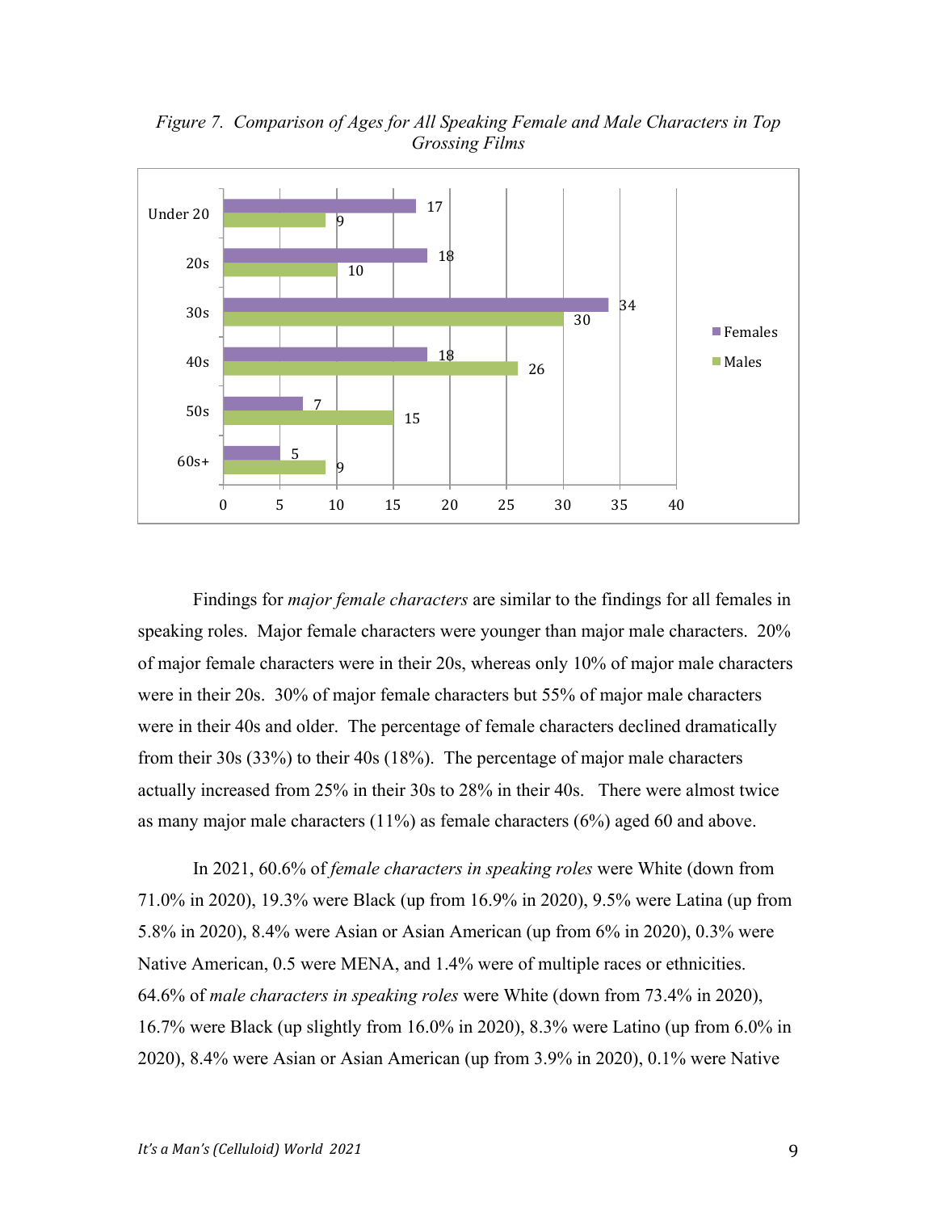*Figure 7. Comparison of Ages for All Speaking Female and Male Characters in Top Grossing Films*

| Age | Females | Males |
|---|---|---|
| Under 20 | 17 | 9 |
| 20s | 18 | 10 |
| 30s | 34 | 30 |
| 40s | 18 | 26 |
| 50s | 7 | 15 |
| 60s+ | 5 | 9 |

Findings for *major female characters* are similar to the findings for all females in speaking roles. Major female characters were younger than major male characters. 20% of major female characters were in their 20s, whereas only 10% of major male characters were in their 20s. 30% of major female characters but 55% of major male characters were in their 40s and older. The percentage of female characters declined dramatically from their 30s (33%) to their 40s (18%). The percentage of major male characters actually increased from 25% in their 30s to 28% in their 40s. There were almost twice as many major male characters (11%) as female characters (6%) aged 60 and above.

In 2021, 60.6% of *female characters in speaking roles* were White (down from 71.0% in 2020), 19.3% were Black (up from 16.9% in 2020), 9.5% were Latina (up from 5.8% in 2020), 8.4% were Asian or Asian American (up from 6% in 2020), 0.3% were Native American, 0.5 were MENA, and 1.4% were of multiple races or ethnicities. 64.6% of *male characters in speaking roles* were White (down from 73.4% in 2020), 16.7% were Black (up slightly from 16.0% in 2020), 8.3% were Latino (up from 6.0% in 2020), 8.4% were Asian or Asian American (up from 3.9% in 2020), 0.1% were Native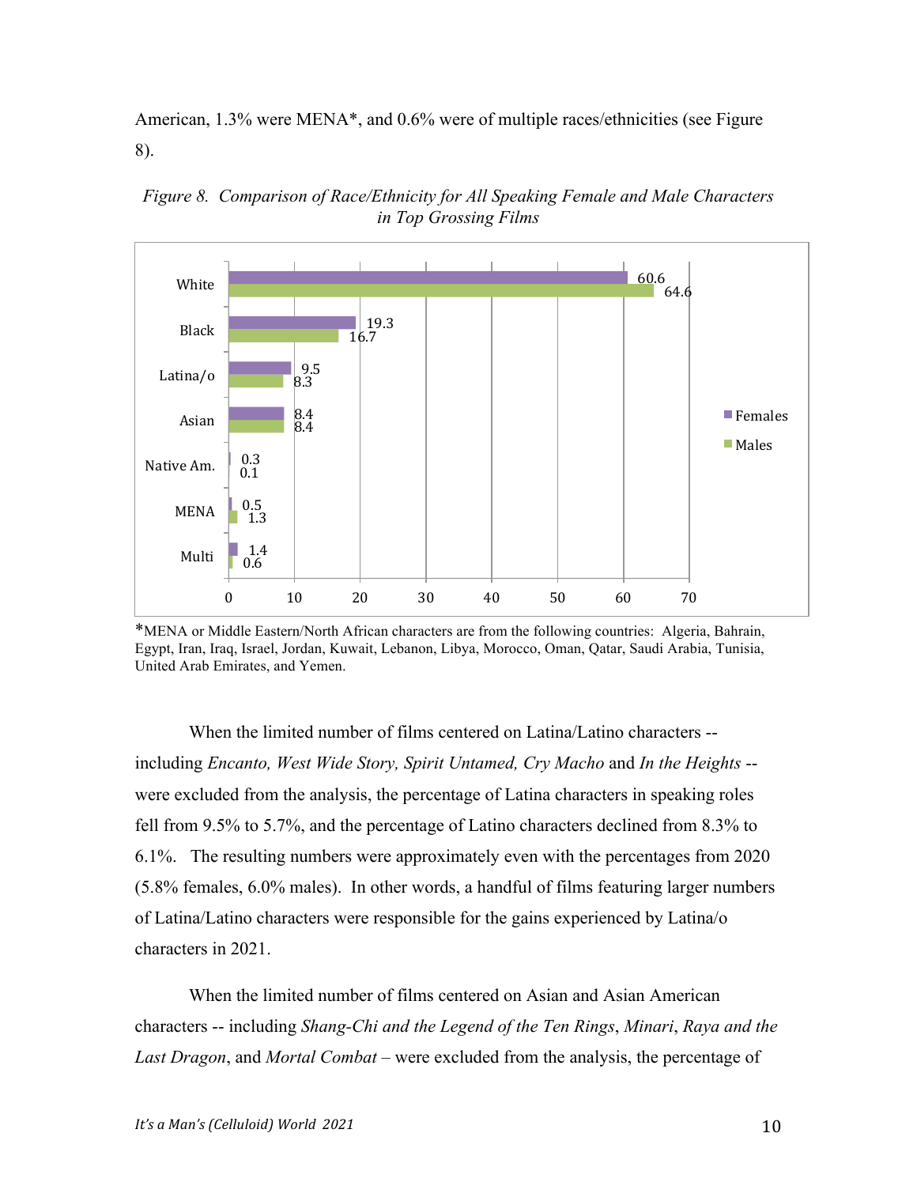American, 1.3% were MENA*, and 0.6% were of multiple races/ethnicities (see Figure 8).

*Figure 8. Comparison of Race/Ethnicity for All Speaking Female and Male Characters in Top Grossing Films*

| | Females | Males |
|---|---|---|
| White | 60.6 | 64.6 |
| Black | 19.3 | 16.7 |
| Latina/o | 9.5 | 8.3 |
| Asian | 8.4 | 8.4 |
| Native Am. | 0.3 | 0.1 |
| MENA | 0.5 | 1.3 |
| Multi | 1.4 | 0.6 |

*MENA or Middle Eastern/North African characters are from the following countries: Algeria, Bahrain, Egypt, Iran, Iraq, Israel, Jordan, Kuwait, Lebanon, Libya, Morocco, Oman, Qatar, Saudi Arabia, Tunisia, United Arab Emirates, and Yemen.

When the limited number of films centered on Latina/Latino characters -- including *Encanto, West Wide Story, Spirit Untamed, Cry Macho* and *In the Heights* -- were excluded from the analysis, the percentage of Latina characters in speaking roles fell from 9.5% to 5.7%, and the percentage of Latino characters declined from 8.3% to 6.1%. The resulting numbers were approximately even with the percentages from 2020 (5.8% females, 6.0% males). In other words, a handful of films featuring larger numbers of Latina/Latino characters were responsible for the gains experienced by Latina/o characters in 2021.

When the limited number of films centered on Asian and Asian American characters -- including *Shang-Chi and the Legend of the Ten Rings*, *Minari*, *Raya and the Last Dragon*, and *Mortal Combat* – were excluded from the analysis, the percentage of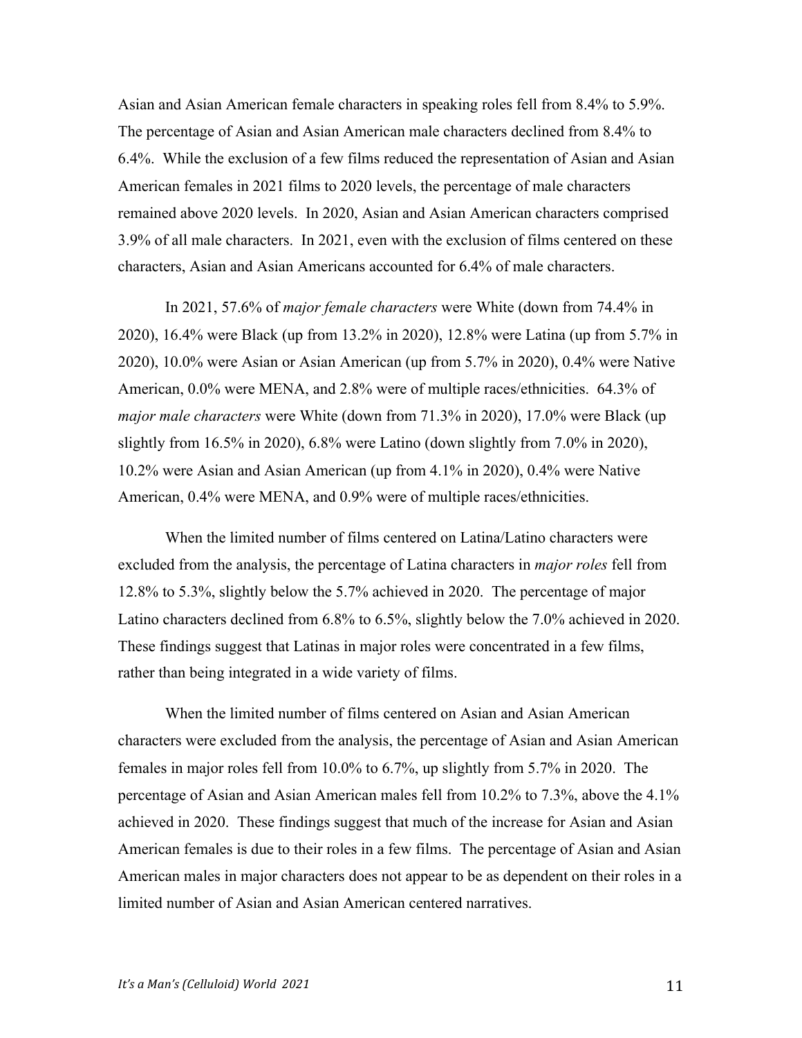Asian and Asian American female characters in speaking roles fell from 8.4% to 5.9%. The percentage of Asian and Asian American male characters declined from 8.4% to 6.4%. While the exclusion of a few films reduced the representation of Asian and Asian American females in 2021 films to 2020 levels, the percentage of male characters remained above 2020 levels. In 2020, Asian and Asian American characters comprised 3.9% of all male characters. In 2021, even with the exclusion of films centered on these characters, Asian and Asian Americans accounted for 6.4% of male characters.

In 2021, 57.6% of *major female characters* were White (down from 74.4% in 2020), 16.4% were Black (up from 13.2% in 2020), 12.8% were Latina (up from 5.7% in 2020), 10.0% were Asian or Asian American (up from 5.7% in 2020), 0.4% were Native American, 0.0% were MENA, and 2.8% were of multiple races/ethnicities. 64.3% of *major male characters* were White (down from 71.3% in 2020), 17.0% were Black (up slightly from 16.5% in 2020), 6.8% were Latino (down slightly from 7.0% in 2020), 10.2% were Asian and Asian American (up from 4.1% in 2020), 0.4% were Native American, 0.4% were MENA, and 0.9% were of multiple races/ethnicities.

When the limited number of films centered on Latina/Latino characters were excluded from the analysis, the percentage of Latina characters in *major roles* fell from 12.8% to 5.3%, slightly below the 5.7% achieved in 2020. The percentage of major Latino characters declined from 6.8% to 6.5%, slightly below the 7.0% achieved in 2020. These findings suggest that Latinas in major roles were concentrated in a few films, rather than being integrated in a wide variety of films.

When the limited number of films centered on Asian and Asian American characters were excluded from the analysis, the percentage of Asian and Asian American females in major roles fell from 10.0% to 6.7%, up slightly from 5.7% in 2020. The percentage of Asian and Asian American males fell from 10.2% to 7.3%, above the 4.1% achieved in 2020. These findings suggest that much of the increase for Asian and Asian American females is due to their roles in a few films. The percentage of Asian and Asian American males in major characters does not appear to be as dependent on their roles in a limited number of Asian and Asian American centered narratives.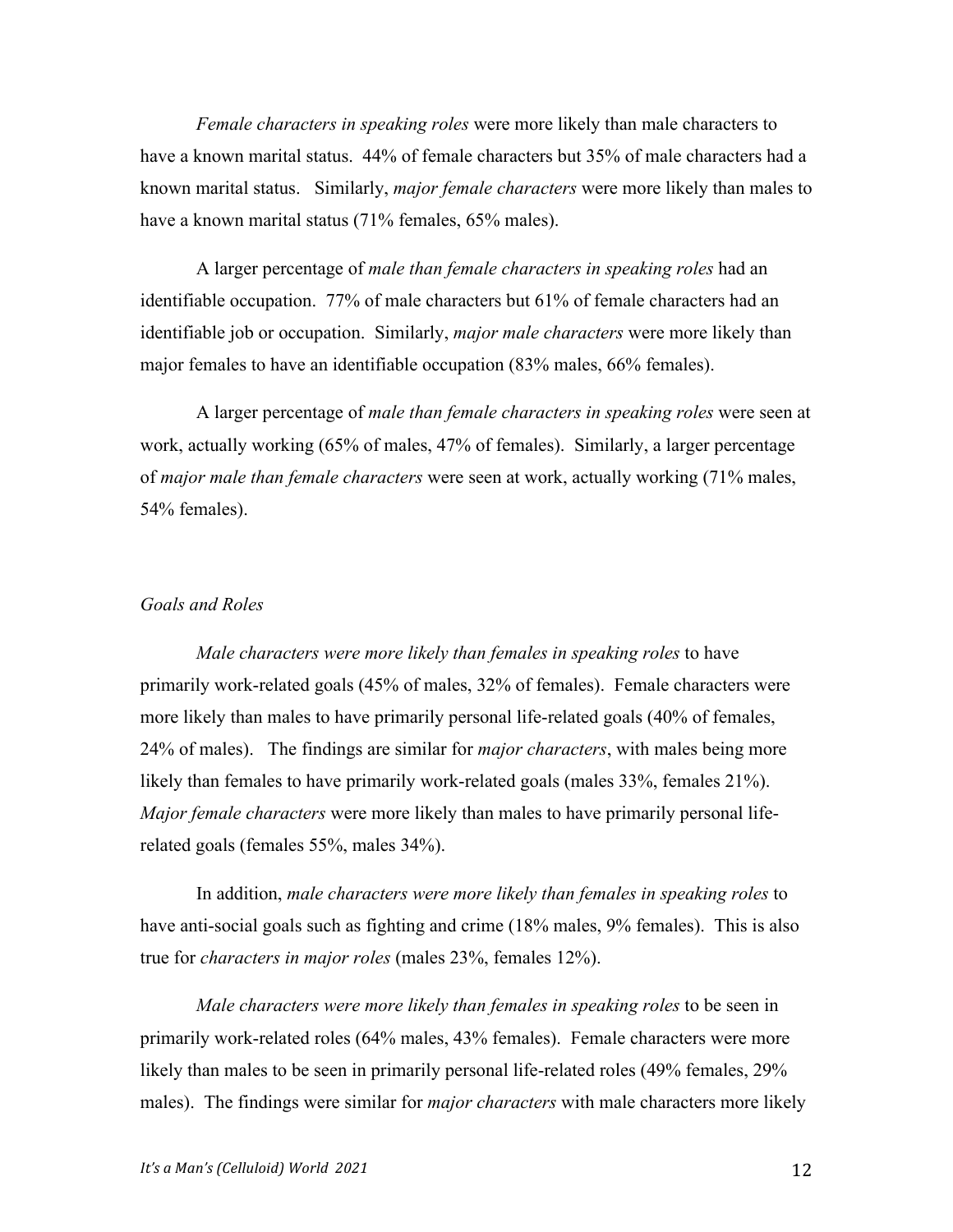*Female characters in speaking roles* were more likely than male characters to have a known marital status. 44% of female characters but 35% of male characters had a known marital status. Similarly, *major female characters* were more likely than males to have a known marital status (71% females, 65% males).

A larger percentage of *male than female characters in speaking roles* had an identifiable occupation. 77% of male characters but 61% of female characters had an identifiable job or occupation. Similarly, *major male characters* were more likely than major females to have an identifiable occupation (83% males, 66% females).

A larger percentage of *male than female characters in speaking roles* were seen at work, actually working (65% of males, 47% of females). Similarly, a larger percentage of *major male than female characters* were seen at work, actually working (71% males, 54% females).

*Goals and Roles*

*Male characters were more likely than females in speaking roles* to have primarily work-related goals (45% of males, 32% of females). Female characters were more likely than males to have primarily personal life-related goals (40% of females, 24% of males). The findings are similar for *major characters*, with males being more likely than females to have primarily work-related goals (males 33%, females 21%). *Major female characters* were more likely than males to have primarily personal life-related goals (females 55%, males 34%).

In addition, *male characters were more likely than females in speaking roles* to have anti-social goals such as fighting and crime (18% males, 9% females). This is also true for *characters in major roles* (males 23%, females 12%).

*Male characters were more likely than females in speaking roles* to be seen in primarily work-related roles (64% males, 43% females). Female characters were more likely than males to be seen in primarily personal life-related roles (49% females, 29% males). The findings were similar for *major characters* with male characters more likely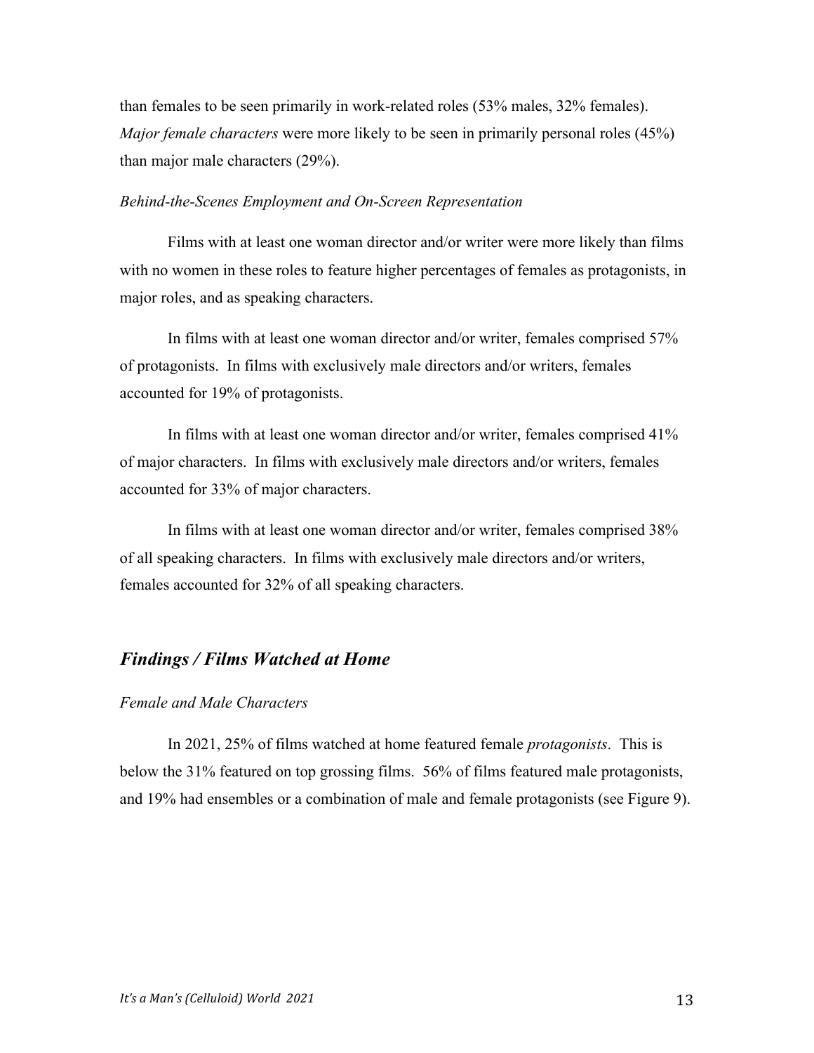than females to be seen primarily in work-related roles (53% males, 32% females). *Major female characters* were more likely to be seen in primarily personal roles (45%) than major male characters (29%).

### *Behind-the-Scenes Employment and On-Screen Representation*

Films with at least one woman director and/or writer were more likely than films with no women in these roles to feature higher percentages of females as protagonists, in major roles, and as speaking characters.

In films with at least one woman director and/or writer, females comprised 57% of protagonists. In films with exclusively male directors and/or writers, females accounted for 19% of protagonists.

In films with at least one woman director and/or writer, females comprised 41% of major characters. In films with exclusively male directors and/or writers, females accounted for 33% of major characters.

In films with at least one woman director and/or writer, females comprised 38% of all speaking characters. In films with exclusively male directors and/or writers, females accounted for 32% of all speaking characters.

## *Findings / Films Watched at Home*

### *Female and Male Characters*

In 2021, 25% of films watched at home featured female *protagonists*. This is below the 31% featured on top grossing films. 56% of films featured male protagonists, and 19% had ensembles or a combination of male and female protagonists (see Figure 9).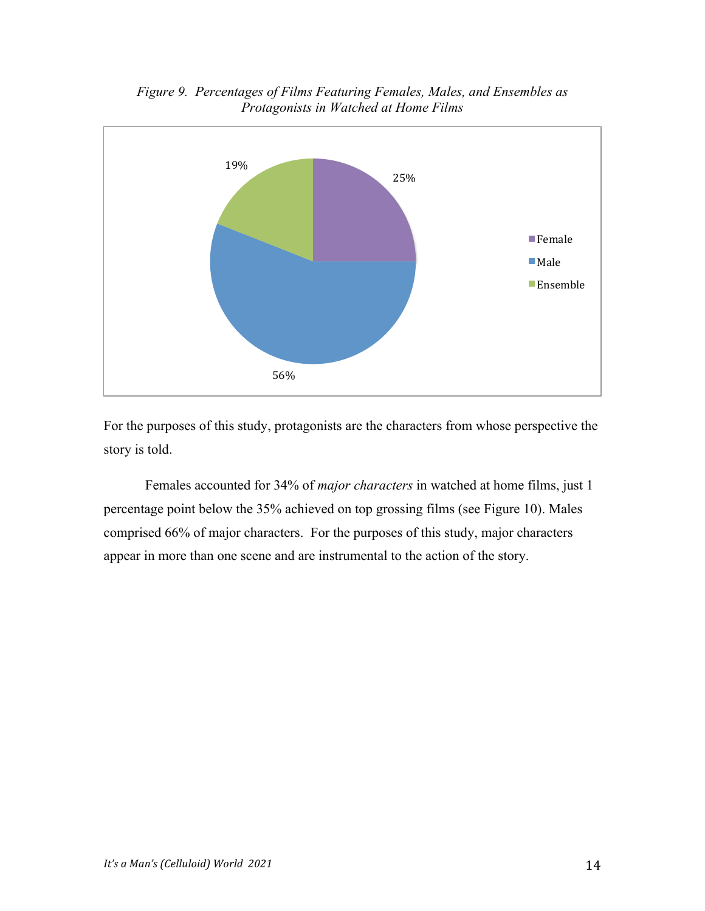*Figure 9. Percentages of Films Featuring Females, Males, and Ensembles as Protagonists in Watched at Home Films*

| Protagonist | Percentage |
|---|---|
| Female | 25% |
| Male | 56% |
| Ensemble | 19% |

For the purposes of this study, protagonists are the characters from whose perspective the story is told.

Females accounted for 34% of *major characters* in watched at home films, just 1 percentage point below the 35% achieved on top grossing films (see Figure 10). Males comprised 66% of major characters. For the purposes of this study, major characters appear in more than one scene and are instrumental to the action of the story.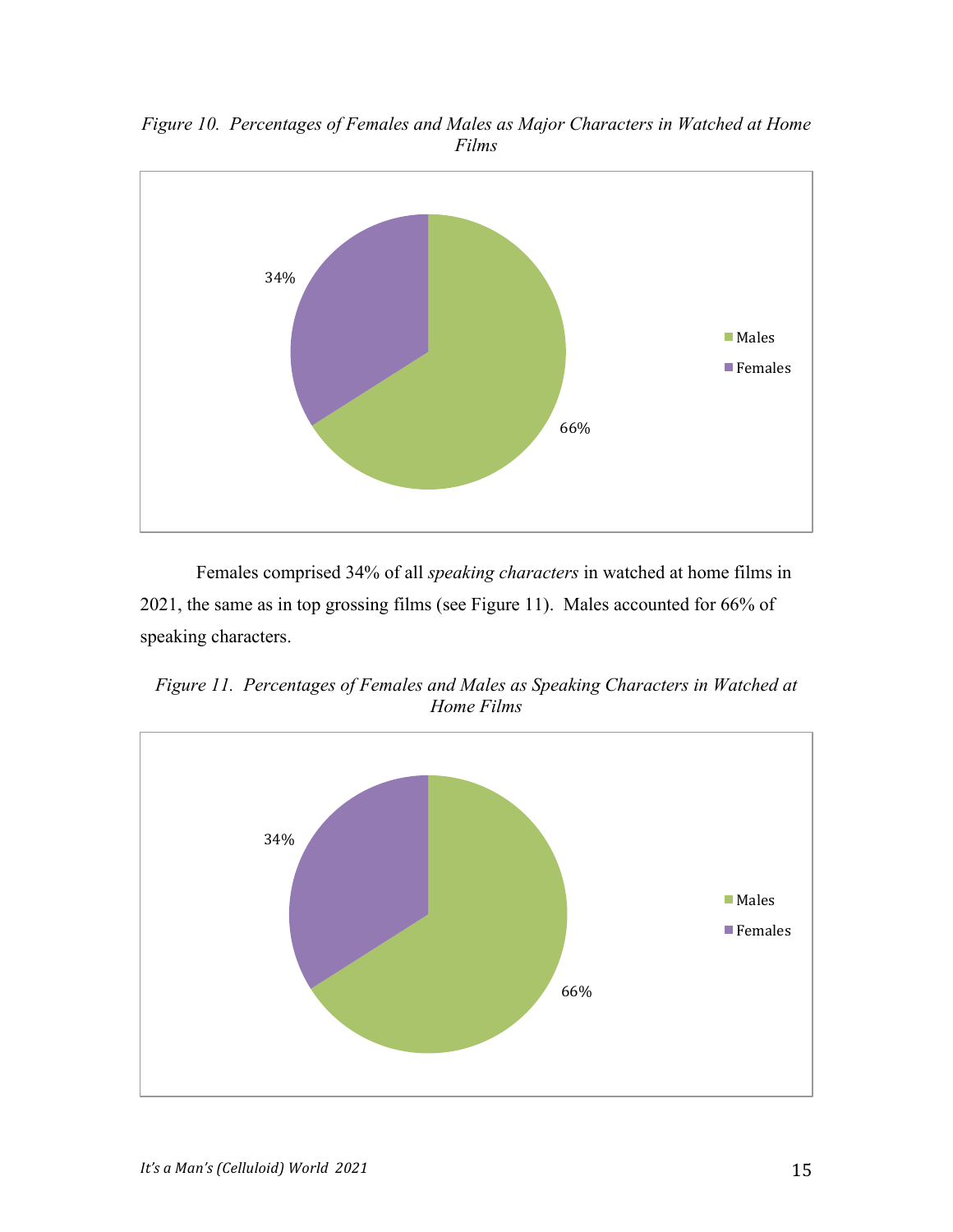*Figure 10. Percentages of Females and Males as Major Characters in Watched at Home Films*

34%

Males

Females

66%

Females comprised 34% of all *speaking characters* in watched at home films in 2021, the same as in top grossing films (see Figure 11). Males accounted for 66% of speaking characters.

*Figure 11. Percentages of Females and Males as Speaking Characters in Watched at Home Films*

34%

Males

Females

66%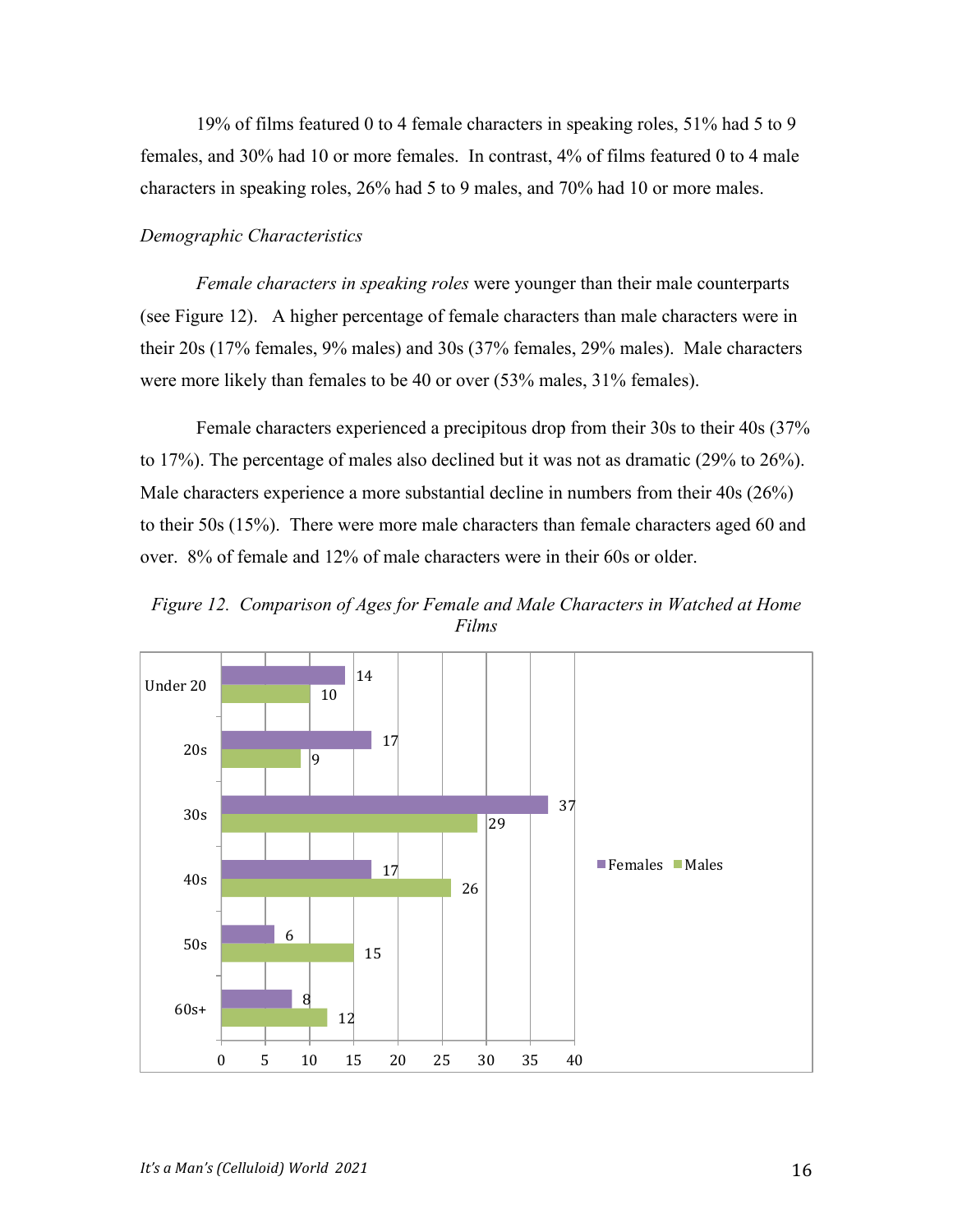19% of films featured 0 to 4 female characters in speaking roles, 51% had 5 to 9 females, and 30% had 10 or more females. In contrast, 4% of films featured 0 to 4 male characters in speaking roles, 26% had 5 to 9 males, and 70% had 10 or more males.

*Demographic Characteristics*

*Female characters in speaking roles* were younger than their male counterparts (see Figure 12). A higher percentage of female characters than male characters were in their 20s (17% females, 9% males) and 30s (37% females, 29% males). Male characters were more likely than females to be 40 or over (53% males, 31% females).

Female characters experienced a precipitous drop from their 30s to their 40s (37% to 17%). The percentage of males also declined but it was not as dramatic (29% to 26%). Male characters experience a more substantial decline in numbers from their 40s (26%) to their 50s (15%). There were more male characters than female characters aged 60 and over. 8% of female and 12% of male characters were in their 60s or older.

*Figure 12. Comparison of Ages for Female and Male Characters in Watched at Home Films*

| Age | Females | Males |
|---|---|---|
| Under 20 | 14 | 10 |
| 20s | 17 | 9 |
| 30s | 37 | 29 |
| 40s | 17 | 26 |
| 50s | 6 | 15 |
| 60s+ | 8 | 12 |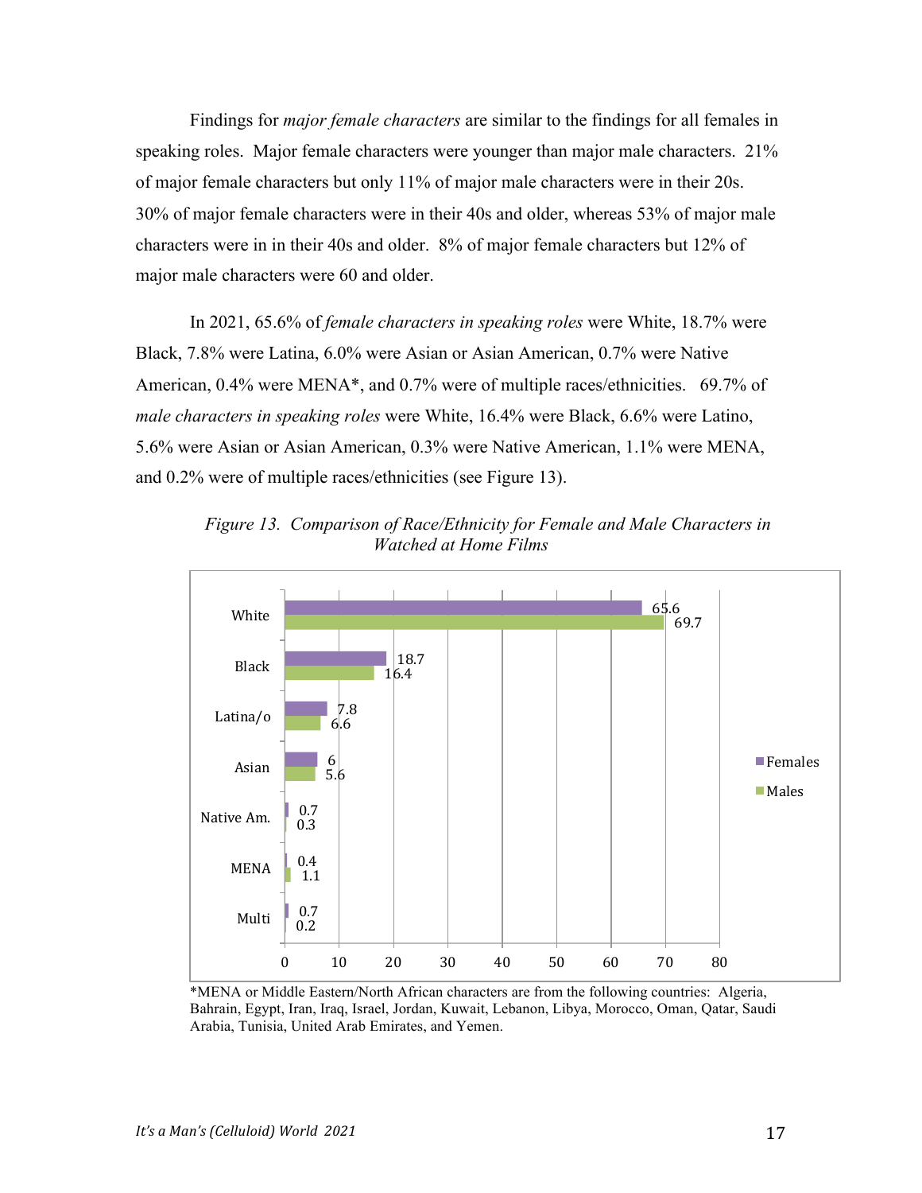Findings for *major female characters* are similar to the findings for all females in speaking roles. Major female characters were younger than major male characters. 21% of major female characters but only 11% of major male characters were in their 20s. 30% of major female characters were in their 40s and older, whereas 53% of major male characters were in in their 40s and older. 8% of major female characters but 12% of major male characters were 60 and older.

In 2021, 65.6% of *female characters in speaking roles* were White, 18.7% were Black, 7.8% were Latina, 6.0% were Asian or Asian American, 0.7% were Native American, 0.4% were MENA*, and 0.7% were of multiple races/ethnicities. 69.7% of *male characters in speaking roles* were White, 16.4% were Black, 6.6% were Latino, 5.6% were Asian or Asian American, 0.3% were Native American, 1.1% were MENA, and 0.2% were of multiple races/ethnicities (see Figure 13).

*Figure 13. Comparison of Race/Ethnicity for Female and Male Characters in Watched at Home Films*

| | Females | Males |
|---|---|---|
| White | 65.6 | 69.7 |
| Black | 18.7 | 16.4 |
| Latina/o | 7.8 | 6.6 |
| Asian | 6 | 5.6 |
| Native Am. | 0.7 | 0.3 |
| MENA | 0.4 | 1.1 |
| Multi | 0.7 | 0.2 |

*MENA or Middle Eastern/North African characters are from the following countries: Algeria, Bahrain, Egypt, Iran, Iraq, Israel, Jordan, Kuwait, Lebanon, Libya, Morocco, Oman, Qatar, Saudi Arabia, Tunisia, United Arab Emirates, and Yemen.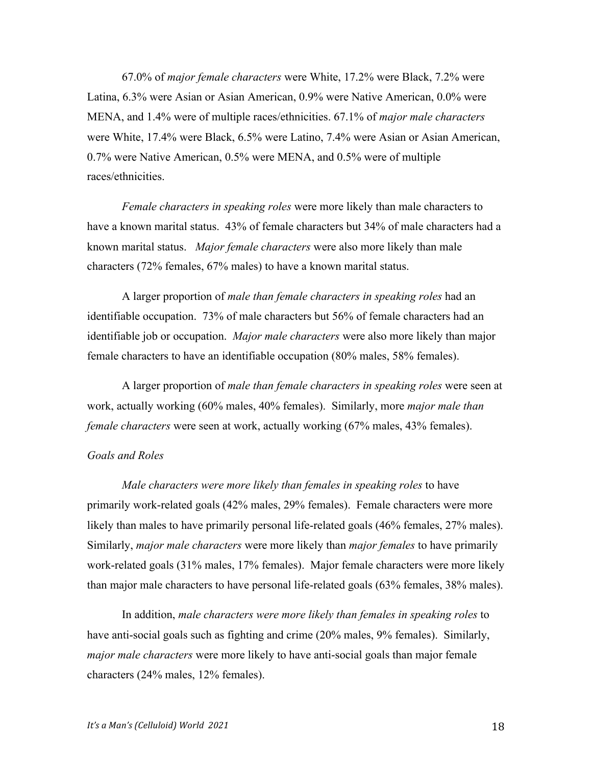67.0% of *major female characters* were White, 17.2% were Black, 7.2% were Latina, 6.3% were Asian or Asian American, 0.9% were Native American, 0.0% were MENA, and 1.4% were of multiple races/ethnicities. 67.1% of *major male characters* were White, 17.4% were Black, 6.5% were Latino, 7.4% were Asian or Asian American, 0.7% were Native American, 0.5% were MENA, and 0.5% were of multiple races/ethnicities.

*Female characters in speaking roles* were more likely than male characters to have a known marital status. 43% of female characters but 34% of male characters had a known marital status. *Major female characters* were also more likely than male characters (72% females, 67% males) to have a known marital status.

A larger proportion of *male than female characters in speaking roles* had an identifiable occupation. 73% of male characters but 56% of female characters had an identifiable job or occupation. *Major male characters* were also more likely than major female characters to have an identifiable occupation (80% males, 58% females).

A larger proportion of *male than female characters in speaking roles* were seen at work, actually working (60% males, 40% females). Similarly, more *major male than female characters* were seen at work, actually working (67% males, 43% females).

*Goals and Roles*

*Male characters were more likely than females in speaking roles* to have primarily work-related goals (42% males, 29% females). Female characters were more likely than males to have primarily personal life-related goals (46% females, 27% males). Similarly, *major male characters* were more likely than *major females* to have primarily work-related goals (31% males, 17% females). Major female characters were more likely than major male characters to have personal life-related goals (63% females, 38% males).

In addition, *male characters were more likely than females in speaking roles* to have anti-social goals such as fighting and crime (20% males, 9% females). Similarly, *major male characters* were more likely to have anti-social goals than major female characters (24% males, 12% females).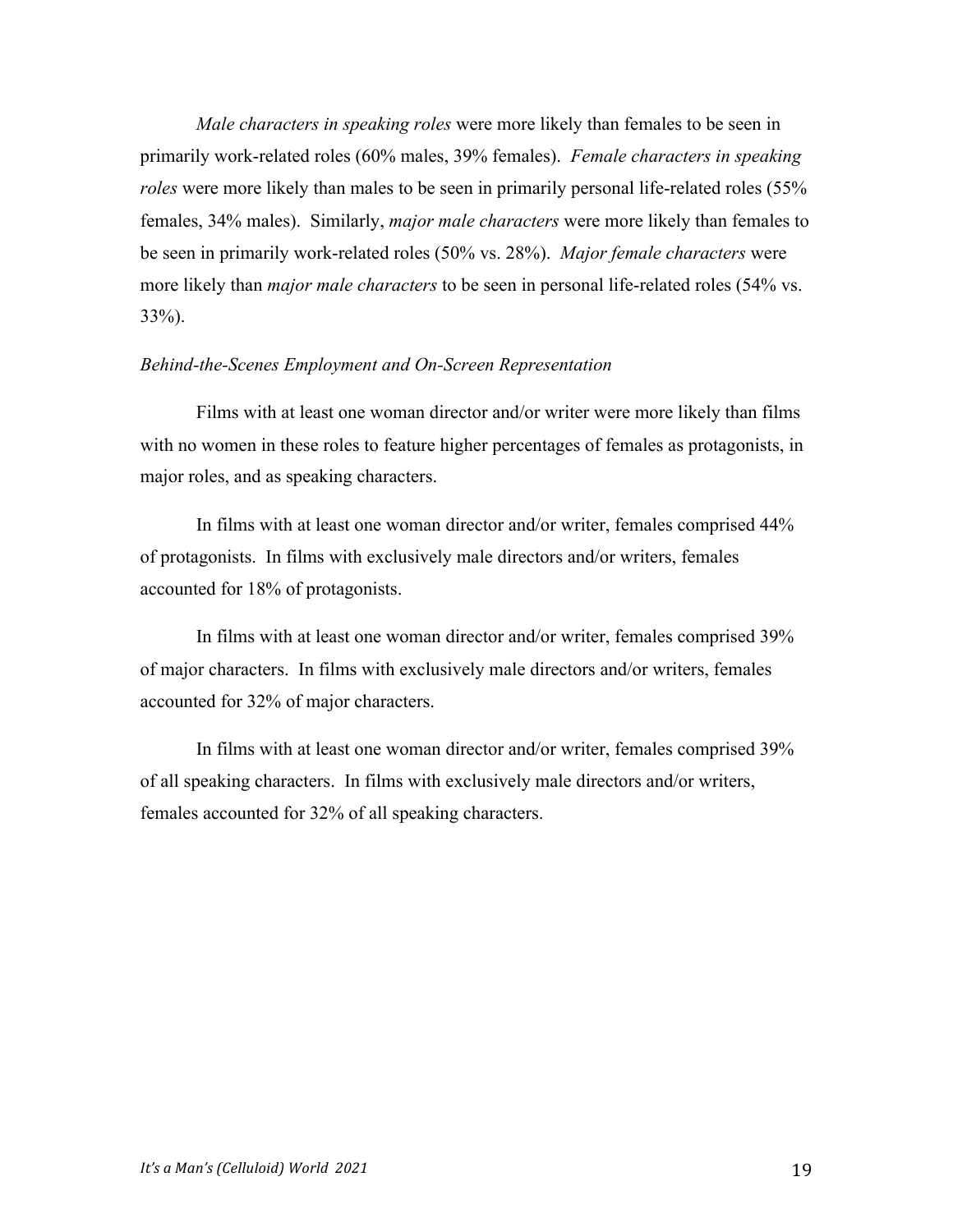*Male characters in speaking roles* were more likely than females to be seen in primarily work-related roles (60% males, 39% females). *Female characters in speaking roles* were more likely than males to be seen in primarily personal life-related roles (55% females, 34% males). Similarly, *major male characters* were more likely than females to be seen in primarily work-related roles (50% vs. 28%). *Major female characters* were more likely than *major male characters* to be seen in personal life-related roles (54% vs. 33%).

*Behind-the-Scenes Employment and On-Screen Representation*

Films with at least one woman director and/or writer were more likely than films with no women in these roles to feature higher percentages of females as protagonists, in major roles, and as speaking characters.

In films with at least one woman director and/or writer, females comprised 44% of protagonists. In films with exclusively male directors and/or writers, females accounted for 18% of protagonists.

In films with at least one woman director and/or writer, females comprised 39% of major characters. In films with exclusively male directors and/or writers, females accounted for 32% of major characters.

In films with at least one woman director and/or writer, females comprised 39% of all speaking characters. In films with exclusively male directors and/or writers, females accounted for 32% of all speaking characters.